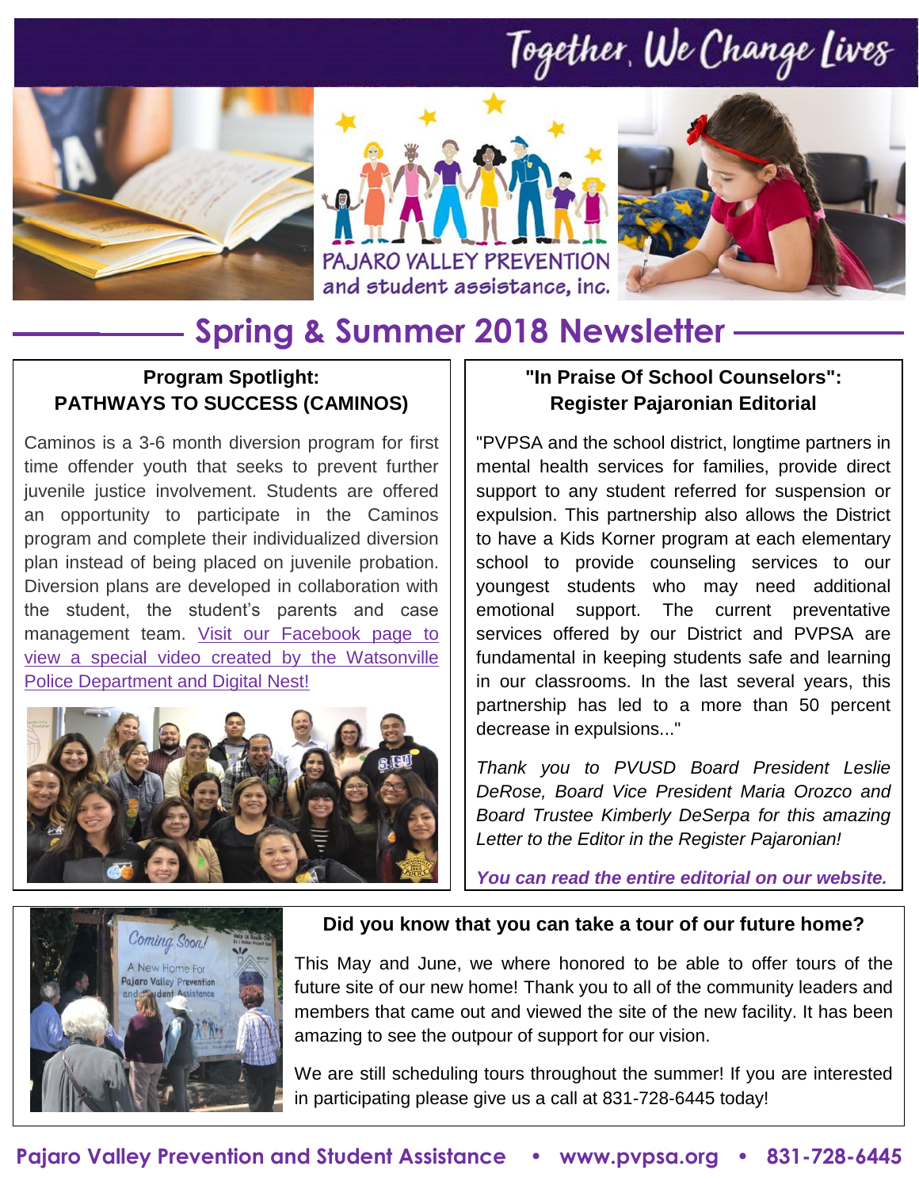# Together, We Change Lives

PAJARO VALLEY PREVENTION and student assistance, inc.

## Spring & Summer 2018 Newsletter

### Program Spotlight: PATHWAYS TO SUCCESS (CAMINOS)

Caminos is a 3-6 month diversion program for first time offender youth that seeks to prevent further juvenile justice involvement. Students are offered an opportunity to participate in the Caminos program and complete their individualized diversion plan instead of being placed on juvenile probation. Diversion plans are developed in collaboration with the student, the student's parents and case management team. Visit our Facebook page to view a special video created by the Watsonville Police Department and Digital Nest!

### "In Praise Of School Counselors": Register Pajaronian Editorial

"PVPSA and the school district, longtime partners in mental health services for families, provide direct support to any student referred for suspension or expulsion. This partnership also allows the District to have a Kids Korner program at each elementary school to provide counseling services to our youngest students who may need additional emotional support. The current preventative services offered by our District and PVPSA are fundamental in keeping students safe and learning in our classrooms. In the last several years, this partnership has led to a more than 50 percent decrease in expulsions..."

*Thank you to PVUSD Board President Leslie DeRose, Board Vice President Maria Orozco and Board Trustee Kimberly DeSerpa for this amazing Letter to the Editor in the Register Pajaronian!*

***You can read the entire editorial on our website.***

### Did you know that you can take a tour of our future home?

This May and June, we where honored to be able to offer tours of the future site of our new home! Thank you to all of the community leaders and members that came out and viewed the site of the new facility. It has been amazing to see the outpour of support for our vision.

We are still scheduling tours throughout the summer! If you are interested in participating please give us a call at 831-728-6445 today!

**Pajaro Valley Prevention and Student Assistance • www.pvpsa.org • 831-728-6445**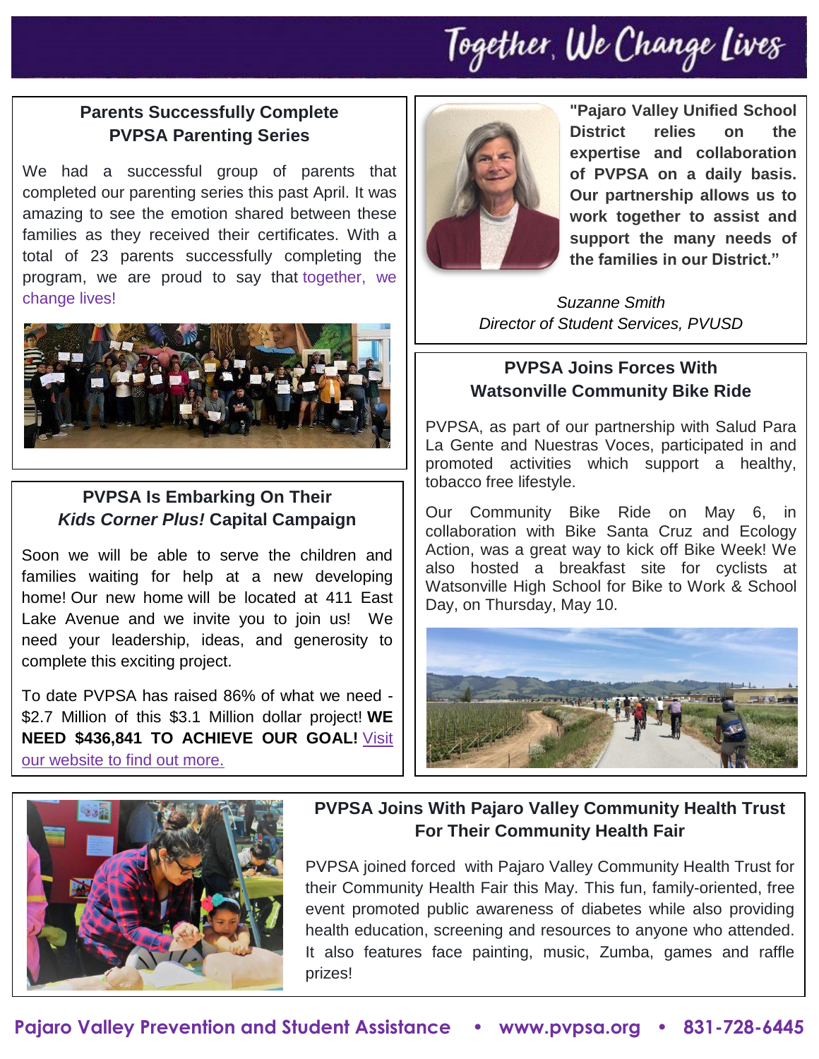# Together, We Change Lives

## Parents Successfully Complete PVPSA Parenting Series

We had a successful group of parents that completed our parenting series this past April. It was amazing to see the emotion shared between these families as they received their certificates. With a total of 23 parents successfully completing the program, we are proud to say that together, we change lives!

## PVPSA Is Embarking On Their *Kids Corner Plus!* Capital Campaign

Soon we will be able to serve the children and families waiting for help at a new developing home! Our new home will be located at 411 East Lake Avenue and we invite you to join us! We need your leadership, ideas, and generosity to complete this exciting project.

To date PVPSA has raised 86% of what we need - $2.7 Million of this $3.1 Million dollar project! **WE NEED $436,841 TO ACHIEVE OUR GOAL!** Visit our website to find out more.

**"Pajaro Valley Unified School District relies on the expertise and collaboration of PVPSA on a daily basis. Our partnership allows us to work together to assist and support the many needs of the families in our District."**

*Suzanne Smith*
*Director of Student Services, PVUSD*

## PVPSA Joins Forces With Watsonville Community Bike Ride

PVPSA, as part of our partnership with Salud Para La Gente and Nuestras Voces, participated in and promoted activities which support a healthy, tobacco free lifestyle.

Our Community Bike Ride on May 6, in collaboration with Bike Santa Cruz and Ecology Action, was a great way to kick off Bike Week! We also hosted a breakfast site for cyclists at Watsonville High School for Bike to Work & School Day, on Thursday, May 10.

## PVPSA Joins With Pajaro Valley Community Health Trust For Their Community Health Fair

PVPSA joined forced with Pajaro Valley Community Health Trust for their Community Health Fair this May. This fun, family-oriented, free event promoted public awareness of diabetes while also providing health education, screening and resources to anyone who attended. It also features face painting, music, Zumba, games and raffle prizes!

Pajaro Valley Prevention and Student Assistance • www.pvpsa.org • 831-728-6445